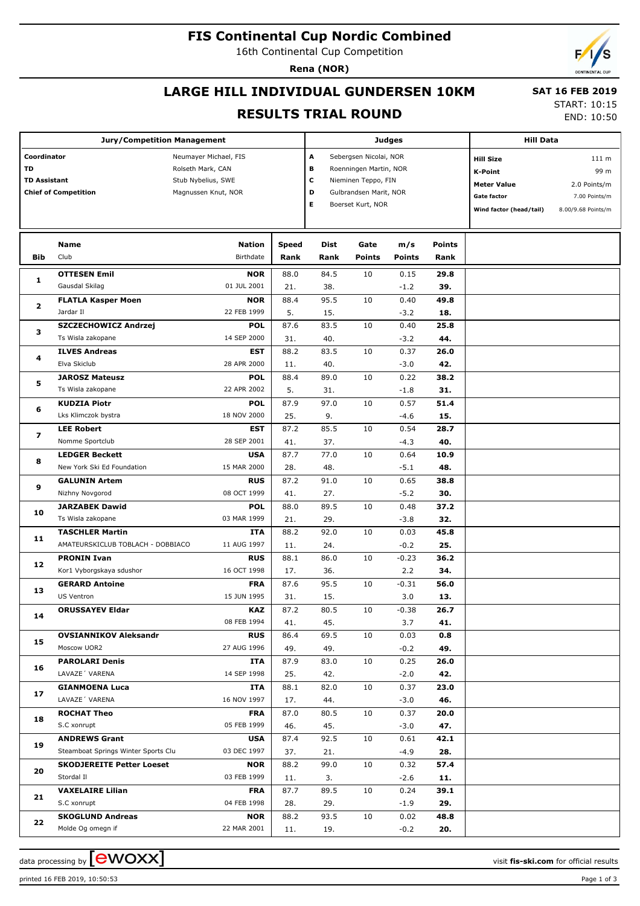# FIS Continental Cup Nordic Combined

16th Continental Cup Competition

**Rena (NOR)**

## LARGE HILL INDIVIDUAL GUNDERSEN 10KM

**SAT 16 FEB 2019**

## RESULTS TRIAL ROUND

START: 10:15
END: 10:50

| Jury/Competition Management | | Judges | | Hill Data | |
|---|---|---|---|---|---|
| Coordinator | Neumayer Michael, FIS | A | Sebergsen Nicolai, NOR | Hill Size | 111 m |
| TD | Rolseth Mark, CAN | B | Roenningen Martin, NOR | K-Point | 99 m |
| TD Assistant | Stub Nybelius, SWE | C | Nieminen Teppo, FIN | Meter Value | 2.0 Points/m |
| Chief of Competition | Magnussen Knut, NOR | D | Gulbrandsen Marit, NOR | Gate factor | 7.00 Points/m |
| | | E | Boerset Kurt, NOR | Wind factor (head/tail) | 8.00/9.68 Points/m |

| Bib | Name / Club | Nation / Birthdate | Speed / Rank | Dist / Rank | Gate / Points | m/s / Points | Points / Rank |
|---|---|---|---|---|---|---|---|
| 1 | **OTTESEN Emil** | **NOR** | 88.0 | 84.5 | 10 | 0.15 | **29.8** |
| | Gausdal Skilag | 01 JUL 2001 | 21. | 38. | | -1.2 | **39.** |
| 2 | **FLATLA Kasper Moen** | **NOR** | 88.4 | 95.5 | 10 | 0.40 | **49.8** |
| | Jardar Il | 22 FEB 1999 | 5. | 15. | | -3.2 | **18.** |
| 3 | **SZCZECHOWICZ Andrzej** | **POL** | 87.6 | 83.5 | 10 | 0.40 | **25.8** |
| | Ts Wisla zakopane | 14 SEP 2000 | 31. | 40. | | -3.2 | **44.** |
| 4 | **ILVES Andreas** | **EST** | 88.2 | 83.5 | 10 | 0.37 | **26.0** |
| | Elva Skiclub | 28 APR 2000 | 11. | 40. | | -3.0 | **42.** |
| 5 | **JAROSZ Mateusz** | **POL** | 88.4 | 89.0 | 10 | 0.22 | **38.2** |
| | Ts Wisla zakopane | 22 APR 2002 | 5. | 31. | | -1.8 | **31.** |
| 6 | **KUDZIA Piotr** | **POL** | 87.9 | 97.0 | 10 | 0.57 | **51.4** |
| | Lks Klimczok bystra | 18 NOV 2000 | 25. | 9. | | -4.6 | **15.** |
| 7 | **LEE Robert** | **EST** | 87.2 | 85.5 | 10 | 0.54 | **28.7** |
| | Nomme Sportclub | 28 SEP 2001 | 41. | 37. | | -4.3 | **40.** |
| 8 | **LEDGER Beckett** | **USA** | 87.7 | 77.0 | 10 | 0.64 | **10.9** |
| | New York Ski Ed Foundation | 15 MAR 2000 | 28. | 48. | | -5.1 | **48.** |
| 9 | **GALUNIN Artem** | **RUS** | 87.2 | 91.0 | 10 | 0.65 | **38.8** |
| | Nizhny Novgorod | 08 OCT 1999 | 41. | 27. | | -5.2 | **30.** |
| 10 | **JARZABEK Dawid** | **POL** | 88.0 | 89.5 | 10 | 0.48 | **37.2** |
| | Ts Wisla zakopane | 03 MAR 1999 | 21. | 29. | | -3.8 | **32.** |
| 11 | **TASCHLER Martin** | **ITA** | 88.2 | 92.0 | 10 | 0.03 | **45.8** |
| | AMATEURSKICLUB TOBLACH - DOBBIACO | 11 AUG 1997 | 11. | 24. | | -0.2 | **25.** |
| 12 | **PRONIN Ivan** | **RUS** | 88.1 | 86.0 | 10 | -0.23 | **36.2** |
| | Kor1 Vyborgskaya sdushor | 16 OCT 1998 | 17. | 36. | | 2.2 | **34.** |
| 13 | **GERARD Antoine** | **FRA** | 87.6 | 95.5 | 10 | -0.31 | **56.0** |
| | US Ventron | 15 JUN 1995 | 31. | 15. | | 3.0 | **13.** |
| 14 | **ORUSSAYEV Eldar** | **KAZ** | 87.2 | 80.5 | 10 | -0.38 | **26.7** |
| | | 08 FEB 1994 | 41. | 45. | | 3.7 | **41.** |
| 15 | **OVSIANNIKOV Aleksandr** | **RUS** | 86.4 | 69.5 | 10 | 0.03 | **0.8** |
| | Moscow UOR2 | 27 AUG 1996 | 49. | 49. | | -0.2 | **49.** |
| 16 | **PAROLARI Denis** | **ITA** | 87.9 | 83.0 | 10 | 0.25 | **26.0** |
| | LAVAZE´ VARENA | 14 SEP 1998 | 25. | 42. | | -2.0 | **42.** |
| 17 | **GIANMOENA Luca** | **ITA** | 88.1 | 82.0 | 10 | 0.37 | **23.0** |
| | LAVAZE´ VARENA | 16 NOV 1997 | 17. | 44. | | -3.0 | **46.** |
| 18 | **ROCHAT Theo** | **FRA** | 87.0 | 80.5 | 10 | 0.37 | **20.0** |
| | S.C xonrupt | 05 FEB 1999 | 46. | 45. | | -3.0 | **47.** |
| 19 | **ANDREWS Grant** | **USA** | 87.4 | 92.5 | 10 | 0.61 | **42.1** |
| | Steamboat Springs Winter Sports Clu | 03 DEC 1997 | 37. | 21. | | -4.9 | **28.** |
| 20 | **SKODJEREITE Petter Loeset** | **NOR** | 88.2 | 99.0 | 10 | 0.32 | **57.4** |
| | Stordal Il | 03 FEB 1999 | 11. | 3. | | -2.6 | **11.** |
| 21 | **VAXELAIRE Lilian** | **FRA** | 87.7 | 89.5 | 10 | 0.24 | **39.1** |
| | S.C xonrupt | 04 FEB 1998 | 28. | 29. | | -1.9 | **29.** |
| 22 | **SKOGLUND Andreas** | **NOR** | 88.2 | 93.5 | 10 | 0.02 | **48.8** |
| | Molde Og omegn if | 22 MAR 2001 | 11. | 19. | | -0.2 | **20.** |

data processing by ewoxx — visit **fis-ski.com** for official results

printed 16 FEB 2019, 10:50:53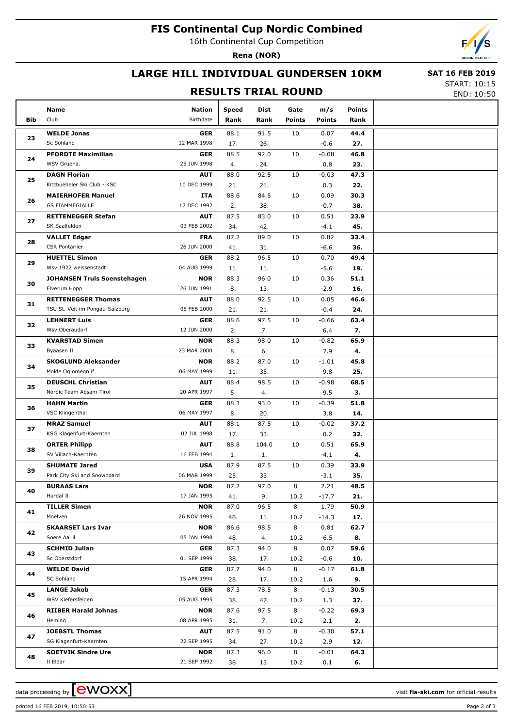# FIS Continental Cup Nordic Combined

16th Continental Cup Competition

**Rena (NOR)**

## LARGE HILL INDIVIDUAL GUNDERSEN 10KM

**SAT 16 FEB 2019**

START: 10:15
END: 10:50

## RESULTS TRIAL ROUND

| Bib | Name / Club | Nation / Birthdate | Speed / Rank | Dist / Rank | Gate / Points | m/s / Points | Points / Rank |
|---|---|---|---|---|---|---|---|
| 23 | **WELDE Jonas** / Sc Sohland | **GER** / 12 MAR 1998 | 88.1 / 17. | 91.5 / 26. | 10 / | 0.07 / -0.6 | **44.4** / **27.** |
| 24 | **PFORDTE Maximilian** / WSV Gruena. | **GER** / 25 JUN 1998 | 88.5 / 4. | 92.0 / 24. | 10 / | -0.08 / 0.8 | **46.8** / **23.** |
| 25 | **DAGN Florian** / Kitzbueheler Ski Club - KSC | **AUT** / 10 DEC 1999 | 88.0 / 21. | 92.5 / 21. | 10 / | -0.03 / 0.3 | **47.3** / **22.** |
| 26 | **MAIERHOFER Manuel** / GS FIAMMEGIALLE | **ITA** / 17 DEC 1992 | 88.6 / 2. | 84.5 / 38. | 10 / | 0.09 / -0.7 | **30.3** / **38.** |
| 27 | **RETTENEGGER Stefan** / SK Saalfelden | **AUT** / 03 FEB 2002 | 87.5 / 34. | 83.0 / 42. | 10 / | 0.51 / -4.1 | **23.9** / **45.** |
| 28 | **VALLET Edgar** / CSR Pontarlier | **FRA** / 26 JUN 2000 | 87.2 / 41. | 89.0 / 31. | 10 / | 0.82 / -6.6 | **33.4** / **36.** |
| 29 | **HUETTEL Simon** / Wsv 1922 weissenstadt | **GER** / 04 AUG 1999 | 88.2 / 11. | 96.5 / 11. | 10 / | 0.70 / -5.6 | **49.4** / **19.** |
| 30 | **JOHANSEN Truls Soenstehagen** / Elverum Hopp | **NOR** / 26 JUN 1991 | 88.3 / 8. | 96.0 / 13. | 10 / | 0.36 / -2.9 | **51.1** / **16.** |
| 31 | **RETTENEGGER Thomas** / TSU St. Veit im Pongau-Salzburg | **AUT** / 05 FEB 2000 | 88.0 / 21. | 92.5 / 21. | 10 / | 0.05 / -0.4 | **46.6** / **24.** |
| 32 | **LEHNERT Luis** / Wsv Oberaudorf | **GER** / 12 JUN 2000 | 88.6 / 2. | 97.5 / 7. | 10 / | -0.66 / 6.4 | **63.4** / **7.** |
| 33 | **KVARSTAD Simen** / Byaasen Il | **NOR** / 23 MAR 2000 | 88.3 / 8. | 98.0 / 6. | 10 / | -0.82 / 7.9 | **65.9** / **4.** |
| 34 | **SKOGLUND Aleksander** / Molde Og omegn if | **NOR** / 06 MAY 1999 | 88.2 / 11. | 87.0 / 35. | 10 / | -1.01 / 9.8 | **45.8** / **25.** |
| 35 | **DEUSCHL Christian** / Nordic Team Absam-Tirol | **AUT** / 20 APR 1997 | 88.4 / 5. | 98.5 / 4. | 10 / | -0.98 / 9.5 | **68.5** / **3.** |
| 36 | **HAHN Martin** / VSC Klingenthal | **GER** / 06 MAY 1997 | 88.3 / 8. | 93.0 / 20. | 10 / | -0.39 / 3.8 | **51.8** / **14.** |
| 37 | **MRAZ Samuel** / KSG Klagenfurt-Kaernten | **AUT** / 02 JUL 1998 | 88.1 / 17. | 87.5 / 33. | 10 / | -0.02 / 0.2 | **37.2** / **32.** |
| 38 | **ORTER Philipp** / SV Villach-Kaernten | **AUT** / 16 FEB 1994 | 88.8 / 1. | 104.0 / 1. | 10 / | 0.51 / -4.1 | **65.9** / **4.** |
| 39 | **SHUMATE Jared** / Park City Ski and Snowboard | **USA** / 06 MAR 1999 | 87.9 / 25. | 87.5 / 33. | 10 / | 0.39 / -3.1 | **33.9** / **35.** |
| 40 | **BURAAS Lars** / Hurdal Il | **NOR** / 17 JAN 1995 | 87.2 / 41. | 97.0 / 9. | 8 / 10.2 | 2.21 / -17.7 | **48.5** / **21.** |
| 41 | **TILLER Simen** / Moelven | **NOR** / 26 NOV 1995 | 87.0 / 46. | 96.5 / 11. | 8 / 10.2 | 1.79 / -14.3 | **50.9** / **17.** |
| 42 | **SKAARSET Lars Ivar** / Soere Aal il | **NOR** / 05 JAN 1998 | 86.6 / 48. | 98.5 / 4. | 8 / 10.2 | 0.81 / -6.5 | **62.7** / **8.** |
| 43 | **SCHMID Julian** / Sc Oberstdorf | **GER** / 01 SEP 1999 | 87.3 / 38. | 94.0 / 17. | 8 / 10.2 | 0.07 / -0.6 | **59.6** / **10.** |
| 44 | **WELDE David** / SC Sohland | **GER** / 15 APR 1994 | 87.7 / 28. | 94.0 / 17. | 8 / 10.2 | -0.17 / 1.6 | **61.8** / **9.** |
| 45 | **LANGE Jakob** / WSV Kiefersfelden | **GER** / 05 AUG 1995 | 87.3 / 38. | 78.5 / 47. | 8 / 10.2 | -0.13 / 1.3 | **30.5** / **37.** |
| 46 | **RIIBER Harald Johnas** / Heming | **NOR** / 08 APR 1995 | 87.6 / 31. | 97.5 / 7. | 8 / 10.2 | -0.22 / 2.1 | **69.3** / **2.** |
| 47 | **JOEBSTL Thomas** / SG Klagenfurt-Kaernten | **AUT** / 22 SEP 1995 | 87.5 / 34. | 91.0 / 27. | 8 / 10.2 | -0.30 / 2.9 | **57.1** / **12.** |
| 48 | **SOETVIK Sindre Ure** / Il Eldar | **NOR** / 21 SEP 1992 | 87.3 / 38. | 96.0 / 13. | 8 / 10.2 | -0.01 / 0.1 | **64.3** / **6.** |

data processing by ewoxx — visit **fis-ski.com** for official results

printed 16 FEB 2019, 10:50:53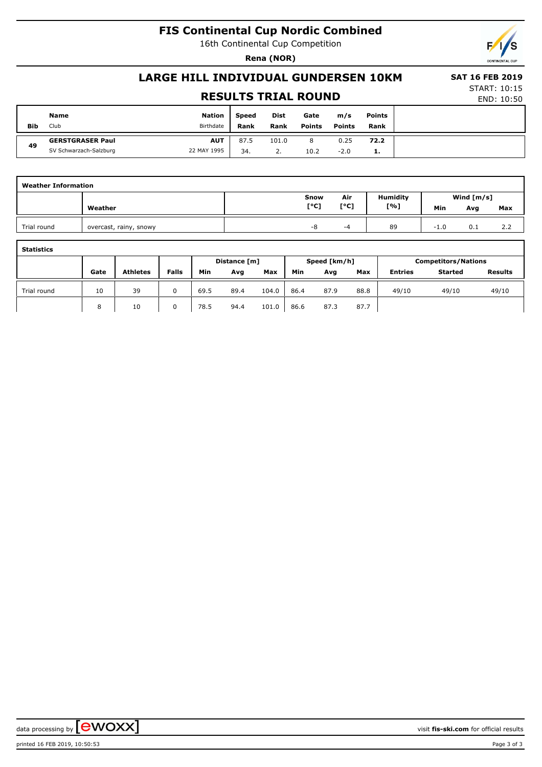# FIS Continental Cup Nordic Combined

16th Continental Cup Competition

**Rena (NOR)**

## LARGE HILL INDIVIDUAL GUNDERSEN 10KM

**SAT 16 FEB 2019**

START: 10:15

END: 10:50

## RESULTS TRIAL ROUND

| Bib | Name / Club | Nation / Birthdate | Speed / Rank | Dist / Rank | Gate / Points | m/s / Points | Points / Rank |
|---|---|---|---|---|---|---|---|
| 49 | **GERSTGRASER Paul** / SV Schwarzach-Salzburg | **AUT** / 22 MAY 1995 | 87.5 / 34. | 101.0 / 2. | 8 / 10.2 | 0.25 / -2.0 | **72.2** / **1.** |

**Weather Information**

| | Weather | Snow [°C] | Air [°C] | Humidity [%] | Wind [m/s] Min | Avg | Max |
|---|---|---|---|---|---|---|---|
| Trial round | overcast, rainy, snowy | -8 | -4 | 89 | -1.0 | 0.1 | 2.2 |

**Statistics**

| | Gate | Athletes | Falls | Distance [m] Min | Avg | Max | Speed [km/h] Min | Avg | Max | Competitors/Nations Entries | Started | Results |
|---|---|---|---|---|---|---|---|---|---|---|---|---|
| Trial round | 10 | 39 | 0 | 69.5 | 89.4 | 104.0 | 86.4 | 87.9 | 88.8 | 49/10 | 49/10 | 49/10 |
| | 8 | 10 | 0 | 78.5 | 94.4 | 101.0 | 86.6 | 87.3 | 87.7 | | | |

data processing by [ewoxx]

visit **fis-ski.com** for official results

printed 16 FEB 2019, 10:50:53